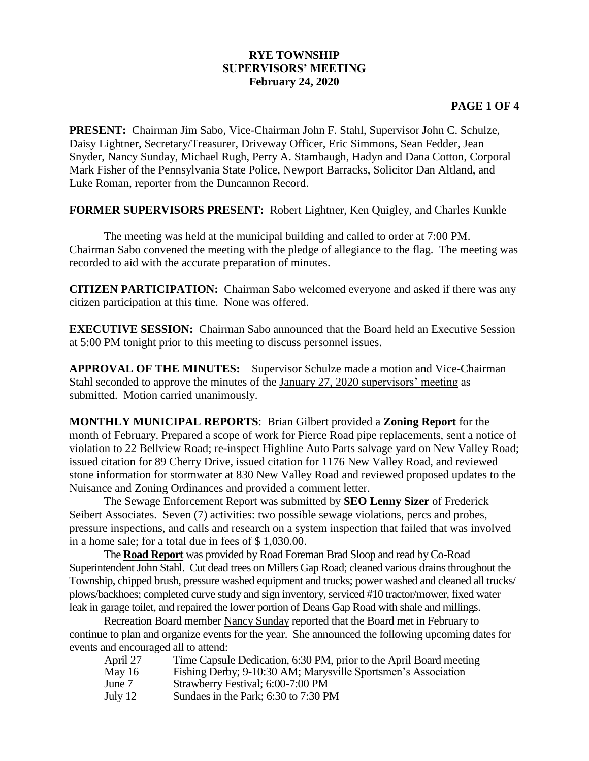# RYE TOWNSHIP
# SUPERVISORS' MEETING
## February 24, 2020

**PRESENT:** Chairman Jim Sabo, Vice-Chairman John F. Stahl, Supervisor John C. Schulze, Daisy Lightner, Secretary/Treasurer, Driveway Officer, Eric Simmons, Sean Fedder, Jean Snyder, Nancy Sunday, Michael Rugh, Perry A. Stambaugh, Hadyn and Dana Cotton, Corporal Mark Fisher of the Pennsylvania State Police, Newport Barracks, Solicitor Dan Altland, and Luke Roman, reporter from the Duncannon Record.

**FORMER SUPERVISORS PRESENT:** Robert Lightner, Ken Quigley, and Charles Kunkle

The meeting was held at the municipal building and called to order at 7:00 PM. Chairman Sabo convened the meeting with the pledge of allegiance to the flag. The meeting was recorded to aid with the accurate preparation of minutes.

**CITIZEN PARTICIPATION:** Chairman Sabo welcomed everyone and asked if there was any citizen participation at this time. None was offered.

**EXECUTIVE SESSION:** Chairman Sabo announced that the Board held an Executive Session at 5:00 PM tonight prior to this meeting to discuss personnel issues.

**APPROVAL OF THE MINUTES:** Supervisor Schulze made a motion and Vice-Chairman Stahl seconded to approve the minutes of the January 27, 2020 supervisors' meeting as submitted. Motion carried unanimously.

**MONTHLY MUNICIPAL REPORTS**: Brian Gilbert provided a **Zoning Report** for the month of February. Prepared a scope of work for Pierce Road pipe replacements, sent a notice of violation to 22 Bellview Road; re-inspect Highline Auto Parts salvage yard on New Valley Road; issued citation for 89 Cherry Drive, issued citation for 1176 New Valley Road, and reviewed stone information for stormwater at 830 New Valley Road and reviewed proposed updates to the Nuisance and Zoning Ordinances and provided a comment letter.

The Sewage Enforcement Report was submitted by **SEO Lenny Sizer** of Frederick Seibert Associates. Seven (7) activities: two possible sewage violations, percs and probes, pressure inspections, and calls and research on a system inspection that failed that was involved in a home sale; for a total due in fees of $ 1,030.00.

The **Road Report** was provided by Road Foreman Brad Sloop and read by Co-Road Superintendent John Stahl. Cut dead trees on Millers Gap Road; cleaned various drains throughout the Township, chipped brush, pressure washed equipment and trucks; power washed and cleaned all trucks/ plows/backhoes; completed curve study and sign inventory, serviced #10 tractor/mower, fixed water leak in garage toilet, and repaired the lower portion of Deans Gap Road with shale and millings.

Recreation Board member Nancy Sunday reported that the Board met in February to continue to plan and organize events for the year. She announced the following upcoming dates for events and encouraged all to attend:

| | |
|---|---|
| April 27 | Time Capsule Dedication, 6:30 PM, prior to the April Board meeting |
| May 16 | Fishing Derby; 9-10:30 AM; Marysville Sportsmen's Association |
| June 7 | Strawberry Festival; 6:00-7:00 PM |
| July 12 | Sundaes in the Park; 6:30 to 7:30 PM |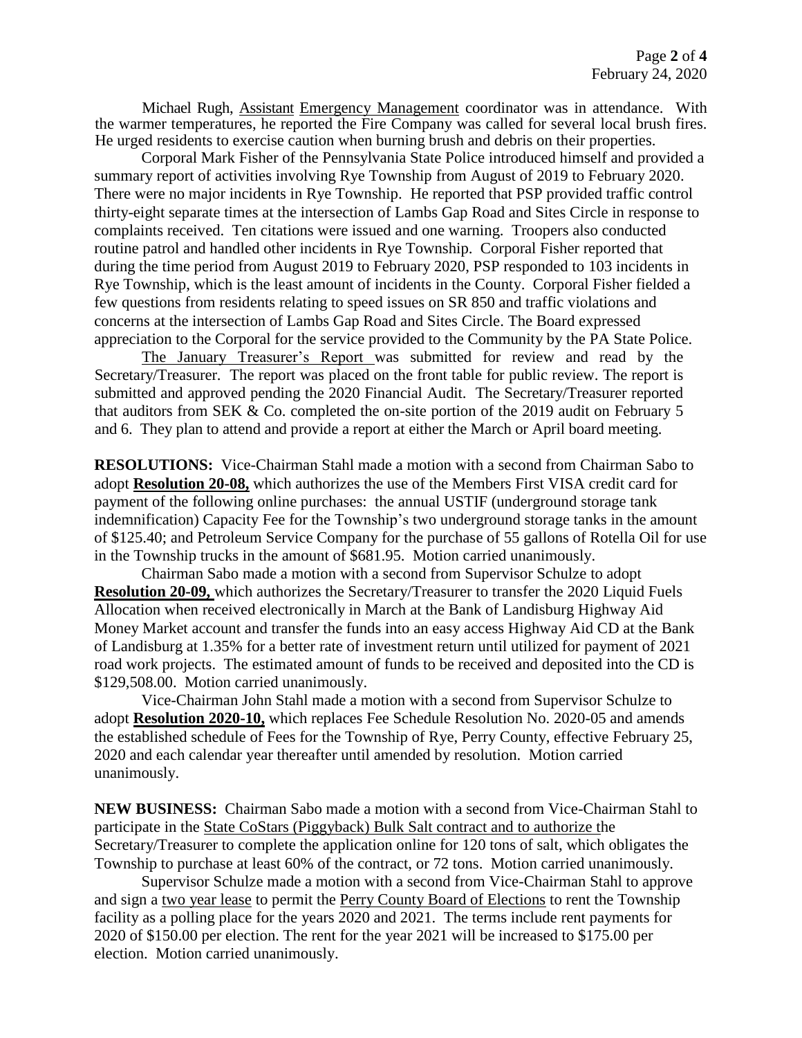Michael Rugh, Assistant Emergency Management coordinator was in attendance. With the warmer temperatures, he reported the Fire Company was called for several local brush fires. He urged residents to exercise caution when burning brush and debris on their properties.

Corporal Mark Fisher of the Pennsylvania State Police introduced himself and provided a summary report of activities involving Rye Township from August of 2019 to February 2020. There were no major incidents in Rye Township. He reported that PSP provided traffic control thirty-eight separate times at the intersection of Lambs Gap Road and Sites Circle in response to complaints received. Ten citations were issued and one warning. Troopers also conducted routine patrol and handled other incidents in Rye Township. Corporal Fisher reported that during the time period from August 2019 to February 2020, PSP responded to 103 incidents in Rye Township, which is the least amount of incidents in the County. Corporal Fisher fielded a few questions from residents relating to speed issues on SR 850 and traffic violations and concerns at the intersection of Lambs Gap Road and Sites Circle. The Board expressed appreciation to the Corporal for the service provided to the Community by the PA State Police.

The January Treasurer's Report was submitted for review and read by the Secretary/Treasurer. The report was placed on the front table for public review. The report is submitted and approved pending the 2020 Financial Audit. The Secretary/Treasurer reported that auditors from SEK & Co. completed the on-site portion of the 2019 audit on February 5 and 6. They plan to attend and provide a report at either the March or April board meeting.

**RESOLUTIONS:** Vice-Chairman Stahl made a motion with a second from Chairman Sabo to adopt **Resolution 20-08,** which authorizes the use of the Members First VISA credit card for payment of the following online purchases: the annual USTIF (underground storage tank indemnification) Capacity Fee for the Township's two underground storage tanks in the amount of $125.40; and Petroleum Service Company for the purchase of 55 gallons of Rotella Oil for use in the Township trucks in the amount of $681.95. Motion carried unanimously.

Chairman Sabo made a motion with a second from Supervisor Schulze to adopt **Resolution 20-09,** which authorizes the Secretary/Treasurer to transfer the 2020 Liquid Fuels Allocation when received electronically in March at the Bank of Landisburg Highway Aid Money Market account and transfer the funds into an easy access Highway Aid CD at the Bank of Landisburg at 1.35% for a better rate of investment return until utilized for payment of 2021 road work projects. The estimated amount of funds to be received and deposited into the CD is $129,508.00. Motion carried unanimously.

Vice-Chairman John Stahl made a motion with a second from Supervisor Schulze to adopt **Resolution 2020-10,** which replaces Fee Schedule Resolution No. 2020-05 and amends the established schedule of Fees for the Township of Rye, Perry County, effective February 25, 2020 and each calendar year thereafter until amended by resolution. Motion carried unanimously.

**NEW BUSINESS:** Chairman Sabo made a motion with a second from Vice-Chairman Stahl to participate in the State CoStars (Piggyback) Bulk Salt contract and to authorize the Secretary/Treasurer to complete the application online for 120 tons of salt, which obligates the Township to purchase at least 60% of the contract, or 72 tons. Motion carried unanimously.

Supervisor Schulze made a motion with a second from Vice-Chairman Stahl to approve and sign a two year lease to permit the Perry County Board of Elections to rent the Township facility as a polling place for the years 2020 and 2021. The terms include rent payments for 2020 of $150.00 per election. The rent for the year 2021 will be increased to $175.00 per election. Motion carried unanimously.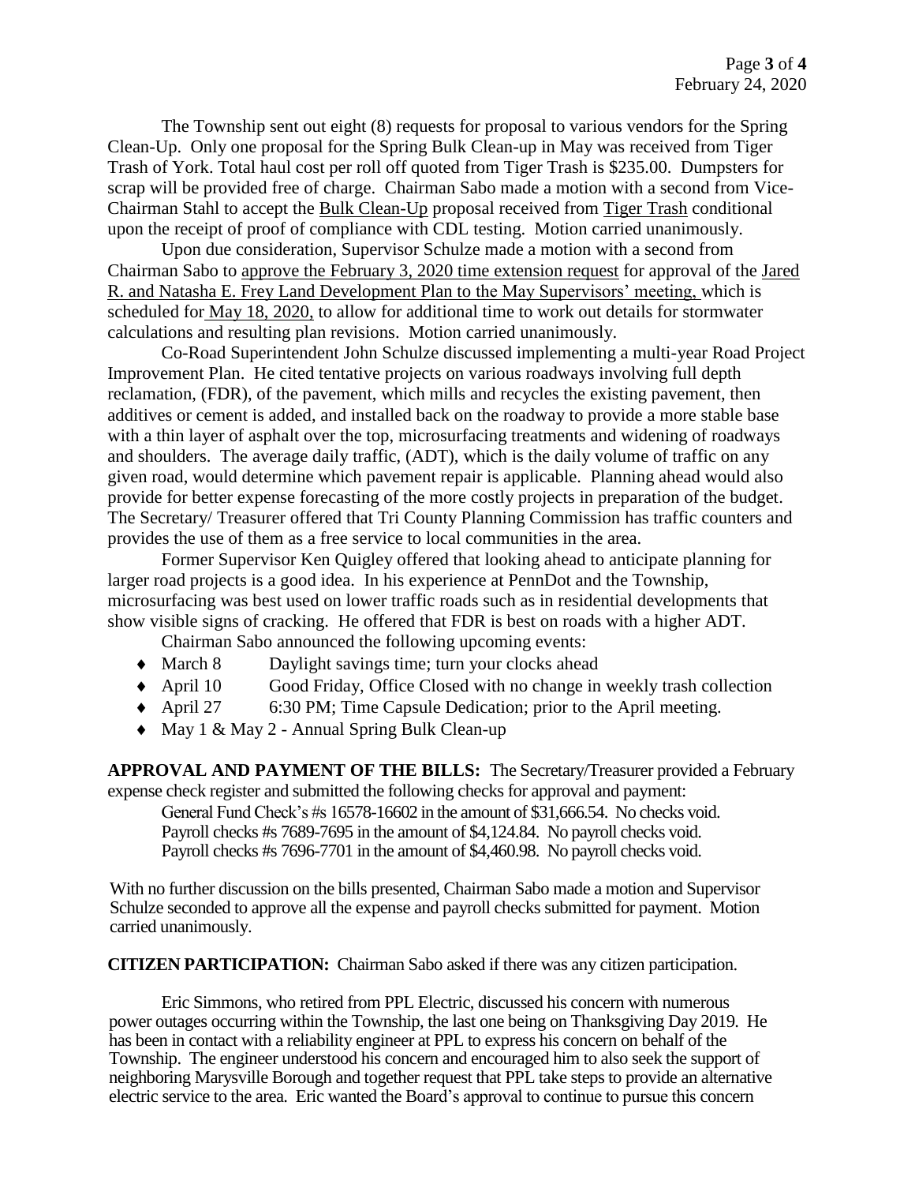The Township sent out eight (8) requests for proposal to various vendors for the Spring Clean-Up. Only one proposal for the Spring Bulk Clean-up in May was received from Tiger Trash of York. Total haul cost per roll off quoted from Tiger Trash is $235.00. Dumpsters for scrap will be provided free of charge. Chairman Sabo made a motion with a second from Vice-Chairman Stahl to accept the <u>Bulk Clean-Up</u> proposal received from <u>Tiger Trash</u> conditional upon the receipt of proof of compliance with CDL testing. Motion carried unanimously.

Upon due consideration, Supervisor Schulze made a motion with a second from Chairman Sabo to <u>approve the February 3, 2020 time extension request</u> for approval of the <u>Jared R. and Natasha E. Frey Land Development Plan to the May Supervisors' meeting,</u> which is scheduled for <u>May 18, 2020,</u> to allow for additional time to work out details for stormwater calculations and resulting plan revisions. Motion carried unanimously.

Co-Road Superintendent John Schulze discussed implementing a multi-year Road Project Improvement Plan. He cited tentative projects on various roadways involving full depth reclamation, (FDR), of the pavement, which mills and recycles the existing pavement, then additives or cement is added, and installed back on the roadway to provide a more stable base with a thin layer of asphalt over the top, microsurfacing treatments and widening of roadways and shoulders. The average daily traffic, (ADT), which is the daily volume of traffic on any given road, would determine which pavement repair is applicable. Planning ahead would also provide for better expense forecasting of the more costly projects in preparation of the budget. The Secretary/ Treasurer offered that Tri County Planning Commission has traffic counters and provides the use of them as a free service to local communities in the area.

Former Supervisor Ken Quigley offered that looking ahead to anticipate planning for larger road projects is a good idea. In his experience at PennDot and the Township, microsurfacing was best used on lower traffic roads such as in residential developments that show visible signs of cracking. He offered that FDR is best on roads with a higher ADT.

Chairman Sabo announced the following upcoming events:

- March 8 Daylight savings time; turn your clocks ahead
- April 10 Good Friday, Office Closed with no change in weekly trash collection
- April 27 6:30 PM; Time Capsule Dedication; prior to the April meeting.
- May 1 & May 2 - Annual Spring Bulk Clean-up

**APPROVAL AND PAYMENT OF THE BILLS:** The Secretary/Treasurer provided a February expense check register and submitted the following checks for approval and payment:

General Fund Check's #s 16578-16602 in the amount of $31,666.54. No checks void.
Payroll checks #s 7689-7695 in the amount of $4,124.84. No payroll checks void.
Payroll checks #s 7696-7701 in the amount of $4,460.98. No payroll checks void.

With no further discussion on the bills presented, Chairman Sabo made a motion and Supervisor Schulze seconded to approve all the expense and payroll checks submitted for payment. Motion carried unanimously.

**CITIZEN PARTICIPATION:** Chairman Sabo asked if there was any citizen participation.

Eric Simmons, who retired from PPL Electric, discussed his concern with numerous power outages occurring within the Township, the last one being on Thanksgiving Day 2019. He has been in contact with a reliability engineer at PPL to express his concern on behalf of the Township. The engineer understood his concern and encouraged him to also seek the support of neighboring Marysville Borough and together request that PPL take steps to provide an alternative electric service to the area. Eric wanted the Board's approval to continue to pursue this concern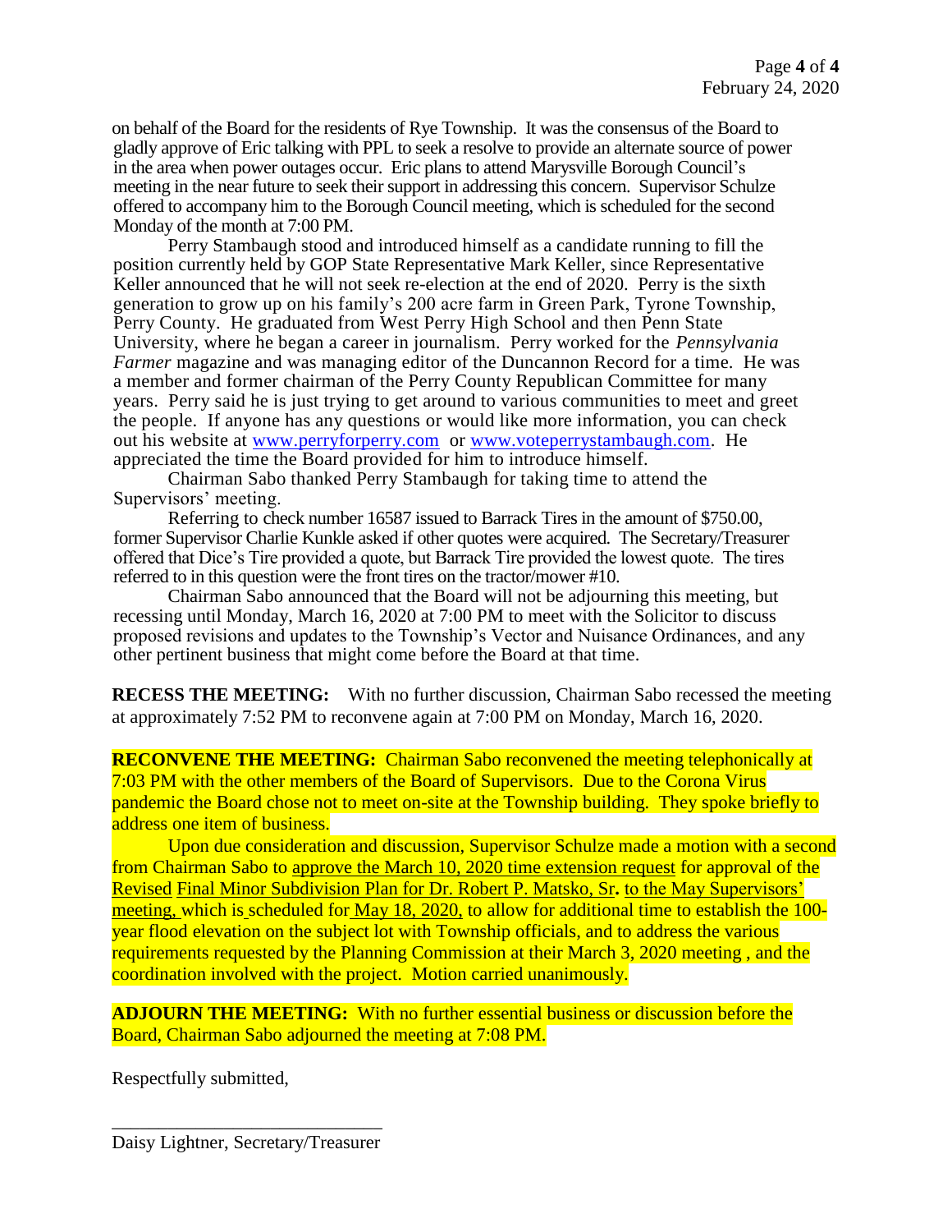on behalf of the Board for the residents of Rye Township. It was the consensus of the Board to gladly approve of Eric talking with PPL to seek a resolve to provide an alternate source of power in the area when power outages occur. Eric plans to attend Marysville Borough Council's meeting in the near future to seek their support in addressing this concern. Supervisor Schulze offered to accompany him to the Borough Council meeting, which is scheduled for the second Monday of the month at 7:00 PM.

Perry Stambaugh stood and introduced himself as a candidate running to fill the position currently held by GOP State Representative Mark Keller, since Representative Keller announced that he will not seek re-election at the end of 2020. Perry is the sixth generation to grow up on his family's 200 acre farm in Green Park, Tyrone Township, Perry County. He graduated from West Perry High School and then Penn State University, where he began a career in journalism. Perry worked for the *Pennsylvania Farmer* magazine and was managing editor of the Duncannon Record for a time. He was a member and former chairman of the Perry County Republican Committee for many years. Perry said he is just trying to get around to various communities to meet and greet the people. If anyone has any questions or would like more information, you can check out his website at www.perryforperry.com or www.voteperrystambaugh.com. He appreciated the time the Board provided for him to introduce himself.

Chairman Sabo thanked Perry Stambaugh for taking time to attend the Supervisors' meeting.

Referring to check number 16587 issued to Barrack Tires in the amount of $750.00, former Supervisor Charlie Kunkle asked if other quotes were acquired. The Secretary/Treasurer offered that Dice's Tire provided a quote, but Barrack Tire provided the lowest quote. The tires referred to in this question were the front tires on the tractor/mower #10.

Chairman Sabo announced that the Board will not be adjourning this meeting, but recessing until Monday, March 16, 2020 at 7:00 PM to meet with the Solicitor to discuss proposed revisions and updates to the Township's Vector and Nuisance Ordinances, and any other pertinent business that might come before the Board at that time.

**RECESS THE MEETING:** With no further discussion, Chairman Sabo recessed the meeting at approximately 7:52 PM to reconvene again at 7:00 PM on Monday, March 16, 2020.

**RECONVENE THE MEETING:** Chairman Sabo reconvened the meeting telephonically at 7:03 PM with the other members of the Board of Supervisors. Due to the Corona Virus pandemic the Board chose not to meet on-site at the Township building. They spoke briefly to address one item of business.

Upon due consideration and discussion, Supervisor Schulze made a motion with a second from Chairman Sabo to approve the March 10, 2020 time extension request for approval of the Revised Final Minor Subdivision Plan for Dr. Robert P. Matsko, Sr. to the May Supervisors' meeting, which is scheduled for May 18, 2020, to allow for additional time to establish the 100-year flood elevation on the subject lot with Township officials, and to address the various requirements requested by the Planning Commission at their March 3, 2020 meeting , and the coordination involved with the project. Motion carried unanimously.

**ADJOURN THE MEETING:** With no further essential business or discussion before the Board, Chairman Sabo adjourned the meeting at 7:08 PM.

Respectfully submitted,

\_\_\_\_\_\_\_\_\_\_\_\_\_\_\_\_\_\_\_\_\_\_\_\_\_\_\_\_\_\_

Daisy Lightner, Secretary/Treasurer